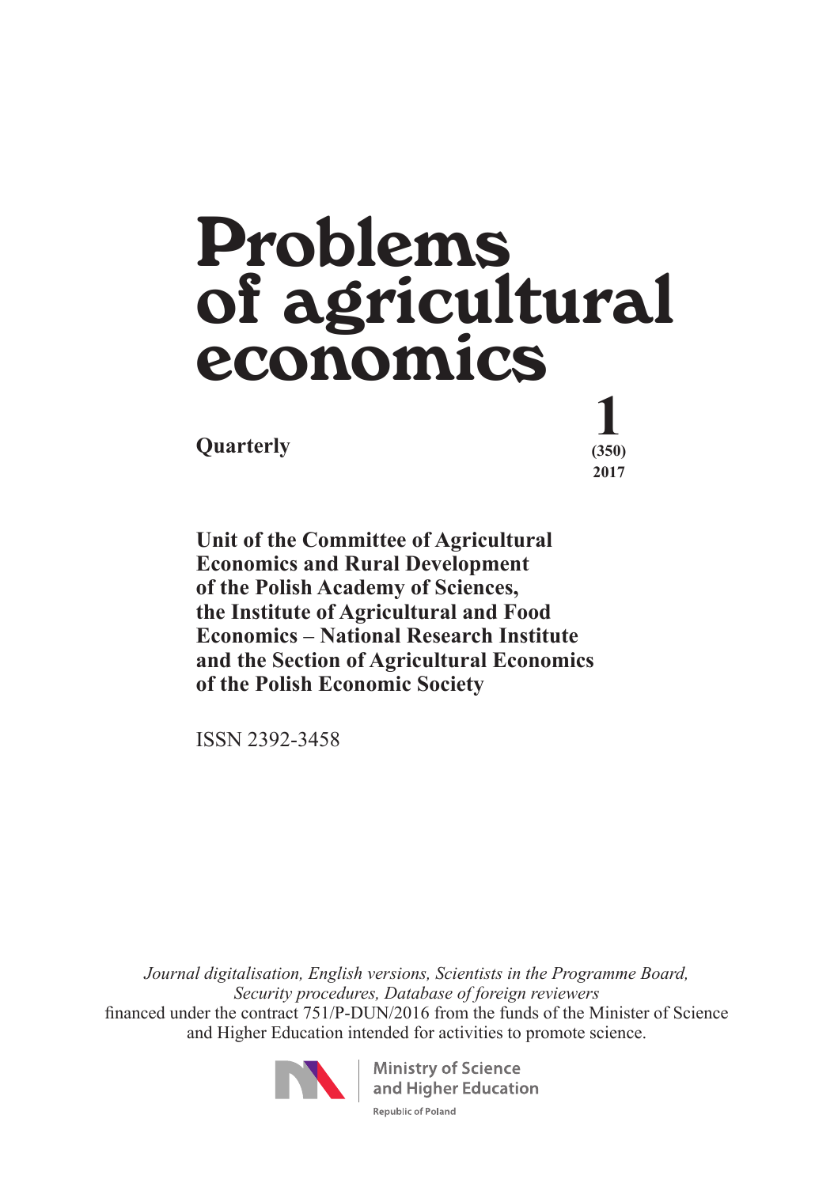# Problems of agricultural economics

**Quarterly**

**1**
**(350)**
**2017**

**Unit of the Committee of Agricultural Economics and Rural Development of the Polish Academy of Sciences, the Institute of Agricultural and Food Economics – National Research Institute and the Section of Agricultural Economics of the Polish Economic Society**

ISSN 2392-3458

*Journal digitalisation, English versions, Scientists in the Programme Board, Security procedures, Database of foreign reviewers*
financed under the contract 751/P-DUN/2016 from the funds of the Minister of Science and Higher Education intended for activities to promote science.

Ministry of Science and Higher Education
Republic of Poland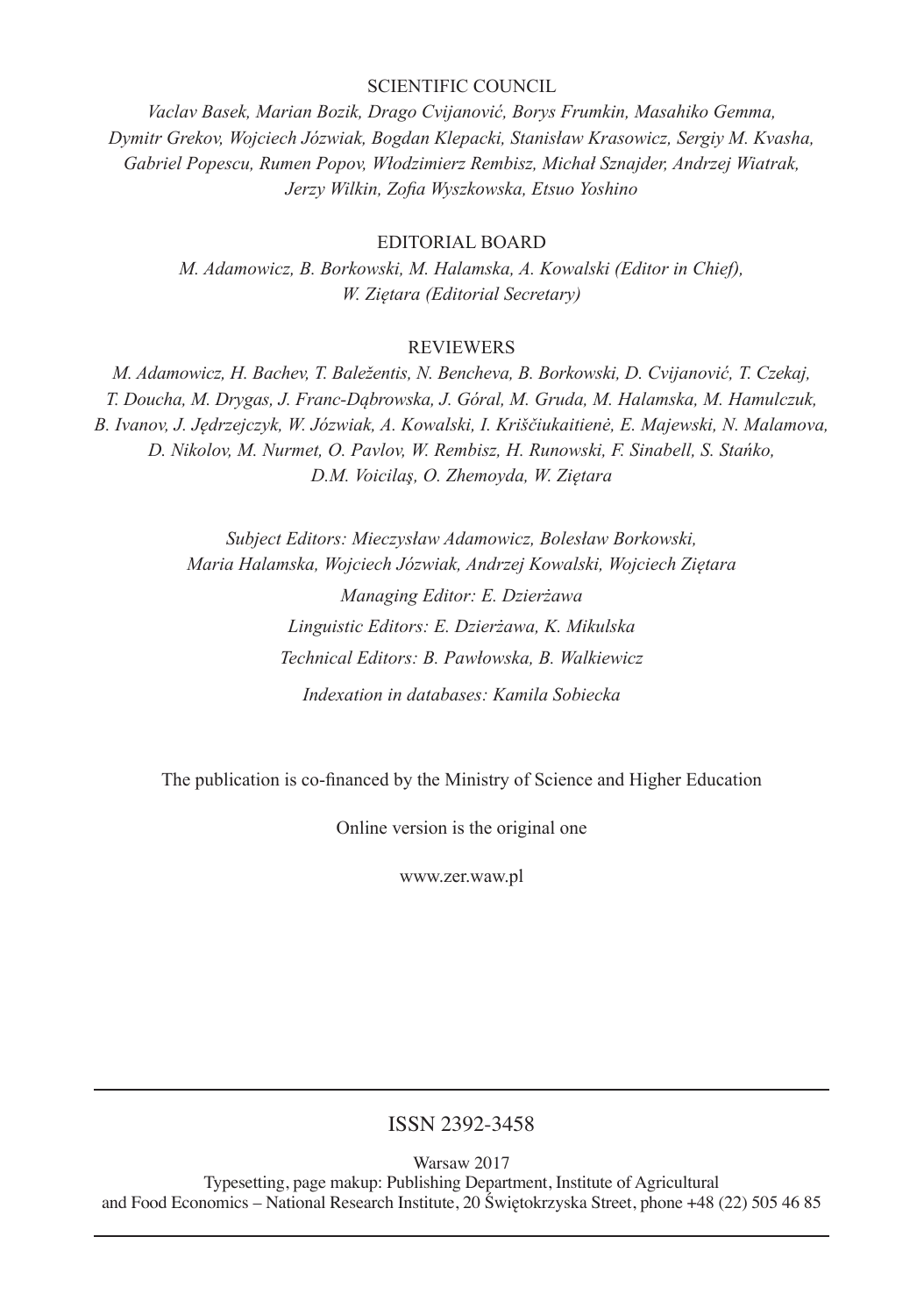SCIENTIFIC COUNCIL

*Vaclav Basek, Marian Bozik, Drago Cvijanović, Borys Frumkin, Masahiko Gemma, Dymitr Grekov, Wojciech Józwiak, Bogdan Klepacki, Stanisław Krasowicz, Sergiy M. Kvasha, Gabriel Popescu, Rumen Popov, Włodzimierz Rembisz, Michał Sznajder, Andrzej Wiatrak, Jerzy Wilkin, Zofia Wyszkowska, Etsuo Yoshino*

EDITORIAL BOARD

*M. Adamowicz, B. Borkowski, M. Halamska, A. Kowalski (Editor in Chief), W. Ziętara (Editorial Secretary)*

REVIEWERS

*M. Adamowicz, H. Bachev, T. Baležentis, N. Bencheva, B. Borkowski, D. Cvijanović, T. Czekaj, T. Doucha, M. Drygas, J. Franc-Dąbrowska, J. Góral, M. Gruda, M. Halamska, M. Hamulczuk, B. Ivanov, J. Jędrzejczyk, W. Józwiak, A. Kowalski, I. Kriščiukaitienė, E. Majewski, N. Malamova, D. Nikolov, M. Nurmet, O. Pavlov, W. Rembisz, H. Runowski, F. Sinabell, S. Stańko, D.M. Voicilaş, O. Zhemoyda, W. Ziętara*

*Subject Editors: Mieczysław Adamowicz, Bolesław Borkowski, Maria Halamska, Wojciech Józwiak, Andrzej Kowalski, Wojciech Ziętara*

*Managing Editor: E. Dzierżawa*

*Linguistic Editors: E. Dzierżawa, K. Mikulska*

*Technical Editors: B. Pawłowska, B. Walkiewicz*

*Indexation in databases: Kamila Sobiecka*

The publication is co-financed by the Ministry of Science and Higher Education

Online version is the original one

www.zer.waw.pl

ISSN 2392-3458

Warsaw 2017

Typesetting, page makup: Publishing Department, Institute of Agricultural and Food Economics – National Research Institute, 20 Świętokrzyska Street, phone +48 (22) 505 46 85